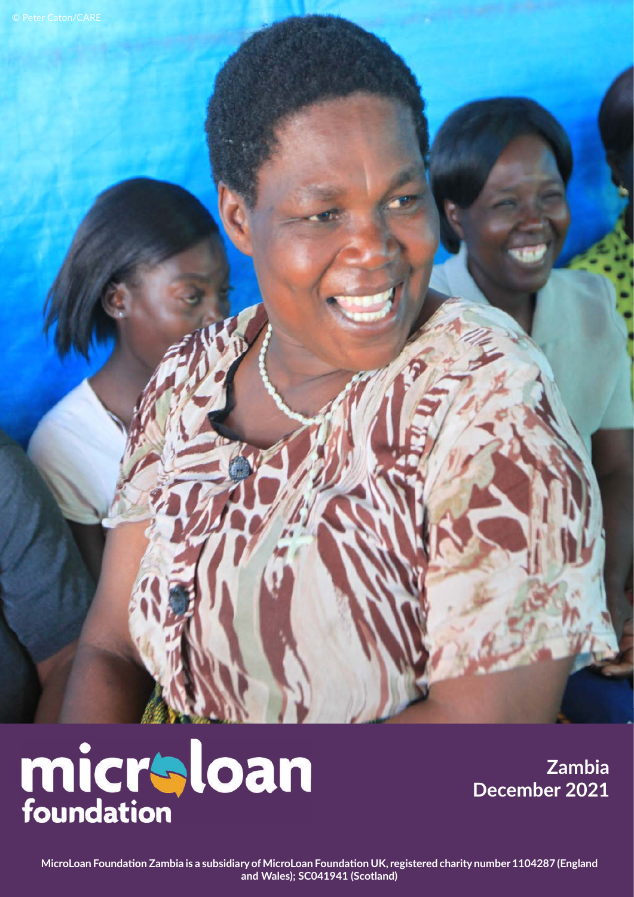© Peter Caton/CARE

microloan foundation

**Zambia**
**December 2021**

MicroLoan Foundation Zambia is a subsidiary of MicroLoan Foundation UK, registered charity number 1104287 (England and Wales); SC041941 (Scotland)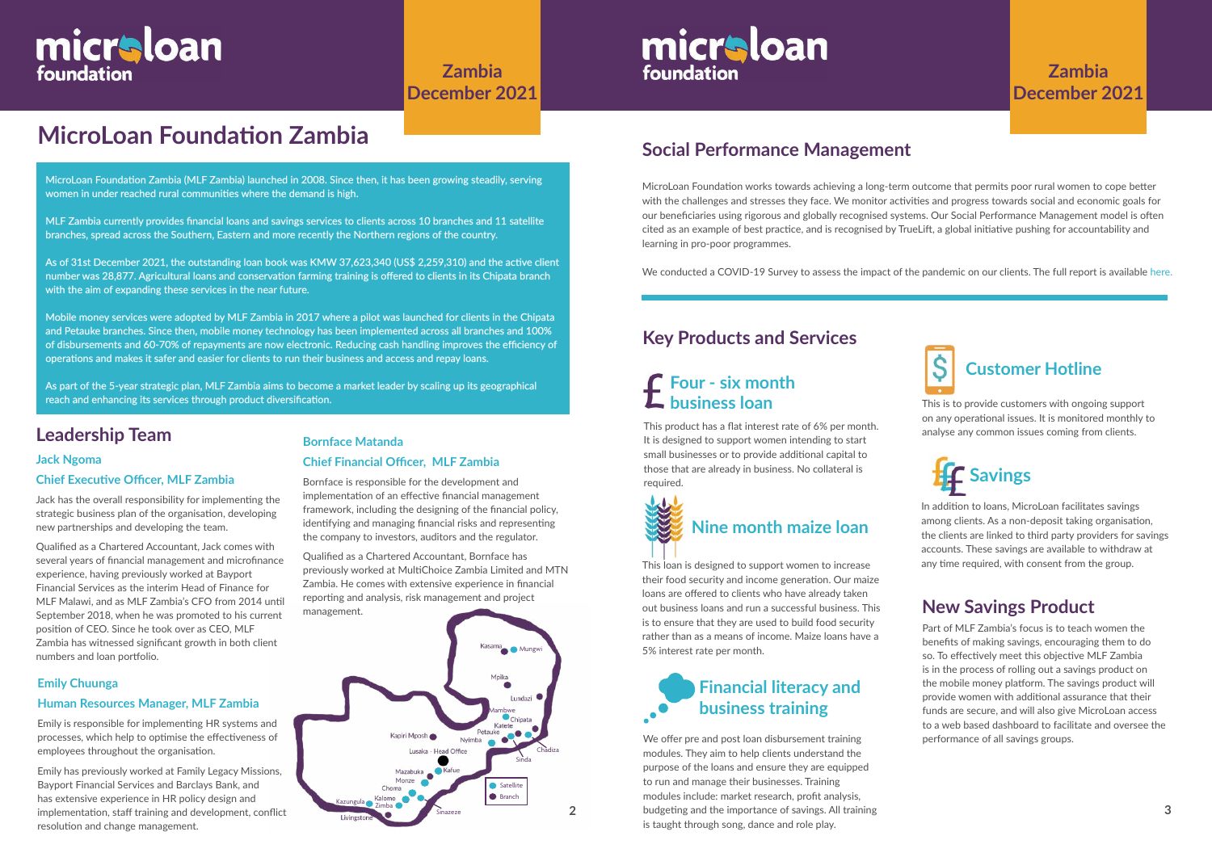# MicroLoan Foundation Zambia

**Zambia December 2021**

MicroLoan Foundation Zambia (MLF Zambia) launched in 2008. Since then, it has been growing steadily, serving women in under reached rural communities where the demand is high.

MLF Zambia currently provides financial loans and savings services to clients across 10 branches and 11 satellite branches, spread across the Southern, Eastern and more recently the Northern regions of the country.

As of 31st December 2021, the outstanding loan book was KMW 37,623,340 (US$ 2,259,310) and the active client number was 28,877. Agricultural loans and conservation farming training is offered to clients in its Chipata branch with the aim of expanding these services in the near future.

Mobile money services were adopted by MLF Zambia in 2017 where a pilot was launched for clients in the Chipata and Petauke branches. Since then, mobile money technology has been implemented across all branches and 100% of disbursements and 60-70% of repayments are now electronic. Reducing cash handling improves the efficiency of operations and makes it safer and easier for clients to run their business and access and repay loans.

As part of the 5-year strategic plan, MLF Zambia aims to become a market leader by scaling up its geographical reach and enhancing its services through product diversification.

## Leadership Team

### Jack Ngoma

### Chief Executive Officer, MLF Zambia

Jack has the overall responsibility for implementing the strategic business plan of the organisation, developing new partnerships and developing the team.

Qualified as a Chartered Accountant, Jack comes with several years of financial management and microfinance experience, having previously worked at Bayport Financial Services as the interim Head of Finance for MLF Malawi, and as MLF Zambia's CFO from 2014 until September 2018, when he was promoted to his current position of CEO. Since he took over as CEO, MLF Zambia has witnessed significant growth in both client numbers and loan portfolio.

### Emily Chuunga

### Human Resources Manager, MLF Zambia

Emily is responsible for implementing HR systems and processes, which help to optimise the effectiveness of employees throughout the organisation.

Emily has previously worked at Family Legacy Missions, Bayport Financial Services and Barclays Bank, and has extensive experience in HR policy design and implementation, staff training and development, conflict resolution and change management.

### Bornface Matanda

### Chief Financial Officer, MLF Zambia

Bornface is responsible for the development and implementation of an effective financial management framework, including the designing of the financial policy, identifying and managing financial risks and representing the company to investors, auditors and the regulator.

Qualified as a Chartered Accountant, Bornface has previously worked at MultiChoice Zambia Limited and MTN Zambia. He comes with extensive experience in financial reporting and analysis, risk management and project management.

Kasama, Mungwi, Mpika, Lundazi, Mambwe, Chipata, Katete, Petauke, Nyimba, Chadiza, Sinda, Kapiri Mposhi, Lusaka - Head Office, Kafue, Mazabuka, Monze, Choma, Kalomo, Zimba, Kazungula, Livingstone, Sinazeze

Satellite
Branch

## Social Performance Management

MicroLoan Foundation works towards achieving a long-term outcome that permits poor rural women to cope better with the challenges and stresses they face. We monitor activities and progress towards social and economic goals for our beneficiaries using rigorous and globally recognised systems. Our Social Performance Management model is often cited as an example of best practice, and is recognised by TrueLift, a global initiative pushing for accountability and learning in pro-poor programmes.

We conducted a COVID-19 Survey to assess the impact of the pandemic on our clients. The full report is available here.

## Key Products and Services

### Four - six month business loan

This product has a flat interest rate of 6% per month. It is designed to support women intending to start small businesses or to provide additional capital to those that are already in business. No collateral is required.

### Nine month maize loan

This loan is designed to support women to increase their food security and income generation. Our maize loans are offered to clients who have already taken out business loans and run a successful business. This is to ensure that they are used to build food security rather than as a means of income. Maize loans have a 5% interest rate per month.

### Financial literacy and business training

We offer pre and post loan disbursement training modules. They aim to help clients understand the purpose of the loans and ensure they are equipped to run and manage their businesses. Training modules include: market research, profit analysis, budgeting and the importance of savings. All training is taught through song, dance and role play.

### Customer Hotline

This is to provide customers with ongoing support on any operational issues. It is monitored monthly to analyse any common issues coming from clients.

### Savings

In addition to loans, MicroLoan facilitates savings among clients. As a non-deposit taking organisation, the clients are linked to third party providers for savings accounts. These savings are available to withdraw at any time required, with consent from the group.

## New Savings Product

Part of MLF Zambia's focus is to teach women the benefits of making savings, encouraging them to do so. To effectively meet this objective MLF Zambia is in the process of rolling out a savings product on the mobile money platform. The savings product will provide women with additional assurance that their funds are secure, and will also give MicroLoan access to a web based dashboard to facilitate and oversee the performance of all savings groups.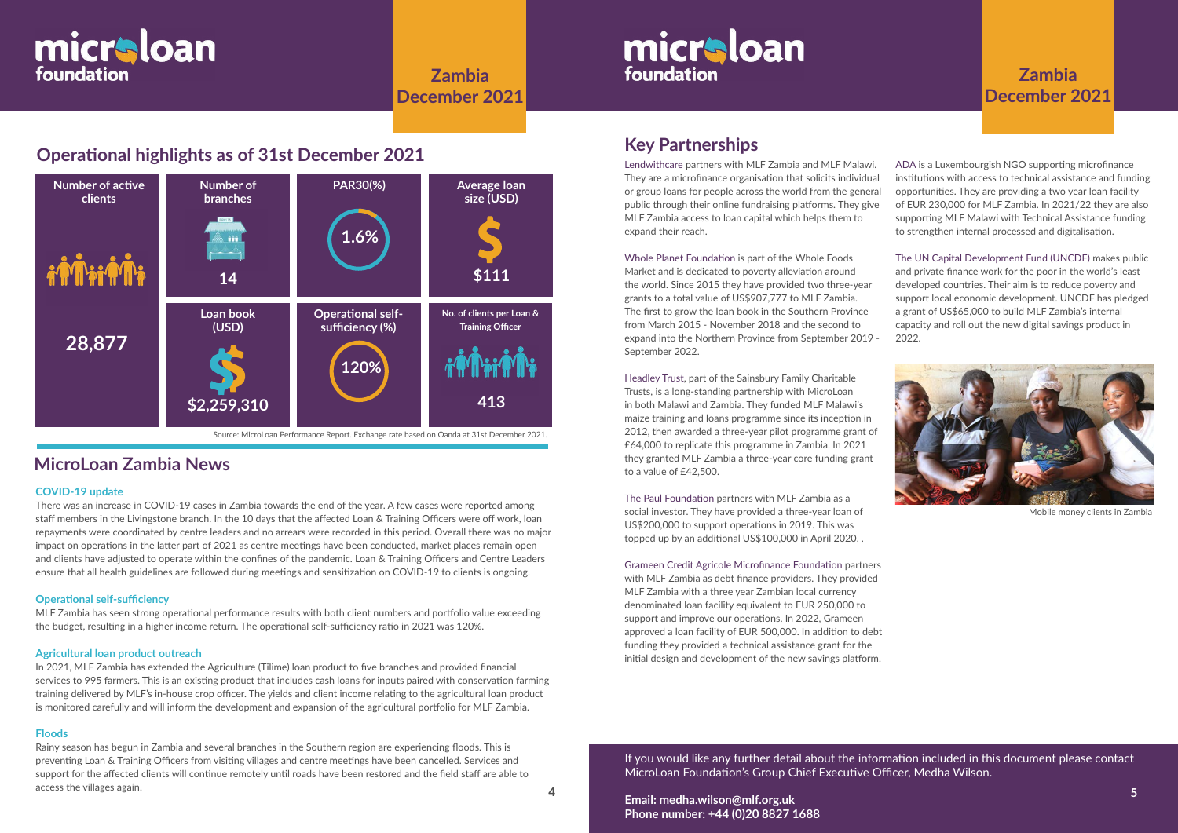# Zambia December 2021

## Operational highlights as of 31st December 2021

| Number of active clients | Number of branches | PAR30(%) | Average loan size (USD) |
|---|---|---|---|
| 28,877 | 14 | 1.6% | $111 |
| | **Loan book (USD)** | **Operational self-sufficiency (%)** | **No. of clients per Loan & Training Officer** |
| | $2,259,310 | 120% | 413 |

Source: MicroLoan Performance Report. Exchange rate based on Oanda at 31st December 2021.

## MicroLoan Zambia News

### COVID-19 update

There was an increase in COVID-19 cases in Zambia towards the end of the year. A few cases were reported among staff members in the Livingstone branch. In the 10 days that the affected Loan & Training Officers were off work, loan repayments were coordinated by centre leaders and no arrears were recorded in this period. Overall there was no major impact on operations in the latter part of 2021 as centre meetings have been conducted, market places remain open and clients have adjusted to operate within the confines of the pandemic. Loan & Training Officers and Centre Leaders ensure that all health guidelines are followed during meetings and sensitization on COVID-19 to clients is ongoing.

### Operational self-sufficiency

MLF Zambia has seen strong operational performance results with both client numbers and portfolio value exceeding the budget, resulting in a higher income return. The operational self-sufficiency ratio in 2021 was 120%.

### Agricultural loan product outreach

In 2021, MLF Zambia has extended the Agriculture (Tilime) loan product to five branches and provided financial services to 995 farmers. This is an existing product that includes cash loans for inputs paired with conservation farming training delivered by MLF's in-house crop officer. The yields and client income relating to the agricultural loan product is monitored carefully and will inform the development and expansion of the agricultural portfolio for MLF Zambia.

### Floods

Rainy season has begun in Zambia and several branches in the Southern region are experiencing floods. This is preventing Loan & Training Officers from visiting villages and centre meetings have been cancelled. Services and support for the affected clients will continue remotely until roads have been restored and the field staff are able to access the villages again.

## Key Partnerships

Lendwithcare partners with MLF Zambia and MLF Malawi. They are a microfinance organisation that solicits individual or group loans for people across the world from the general public through their online fundraising platforms. They give MLF Zambia access to loan capital which helps them to expand their reach.

Whole Planet Foundation is part of the Whole Foods Market and is dedicated to poverty alleviation around the world. Since 2015 they have provided two three-year grants to a total value of US$907,777 to MLF Zambia. The first to grow the loan book in the Southern Province from March 2015 - November 2018 and the second to expand into the Northern Province from September 2019 - September 2022.

Headley Trust, part of the Sainsbury Family Charitable Trusts, is a long-standing partnership with MicroLoan in both Malawi and Zambia. They funded MLF Malawi's maize training and loans programme since its inception in 2012, then awarded a three-year pilot programme grant of £64,000 to replicate this programme in Zambia. In 2021 they granted MLF Zambia a three-year core funding grant to a value of £42,500.

The Paul Foundation partners with MLF Zambia as a social investor. They have provided a three-year loan of US$200,000 to support operations in 2019. This was topped up by an additional US$100,000 in April 2020. .

Grameen Credit Agricole Microfinance Foundation partners with MLF Zambia as debt finance providers. They provided MLF Zambia with a three year Zambian local currency denominated loan facility equivalent to EUR 250,000 to support and improve our operations. In 2022, Grameen approved a loan facility of EUR 500,000. In addition to debt funding they provided a technical assistance grant for the initial design and development of the new savings platform.

ADA is a Luxembourgish NGO supporting microfinance institutions with access to technical assistance and funding opportunities. They are providing a two year loan facility of EUR 230,000 for MLF Zambia. In 2021/22 they are also supporting MLF Malawi with Technical Assistance funding to strengthen internal processed and digitalisation.

The UN Capital Development Fund (UNCDF) makes public and private finance work for the poor in the world's least developed countries. Their aim is to reduce poverty and support local economic development. UNCDF has pledged a grant of US$65,000 to build MLF Zambia's internal capacity and roll out the new digital savings product in 2022.

Mobile money clients in Zambia

If you would like any further detail about the information included in this document please contact MicroLoan Foundation's Group Chief Executive Officer, Medha Wilson.

**Email: medha.wilson@mlf.org.uk**
**Phone number: +44 (0)20 8827 1688**